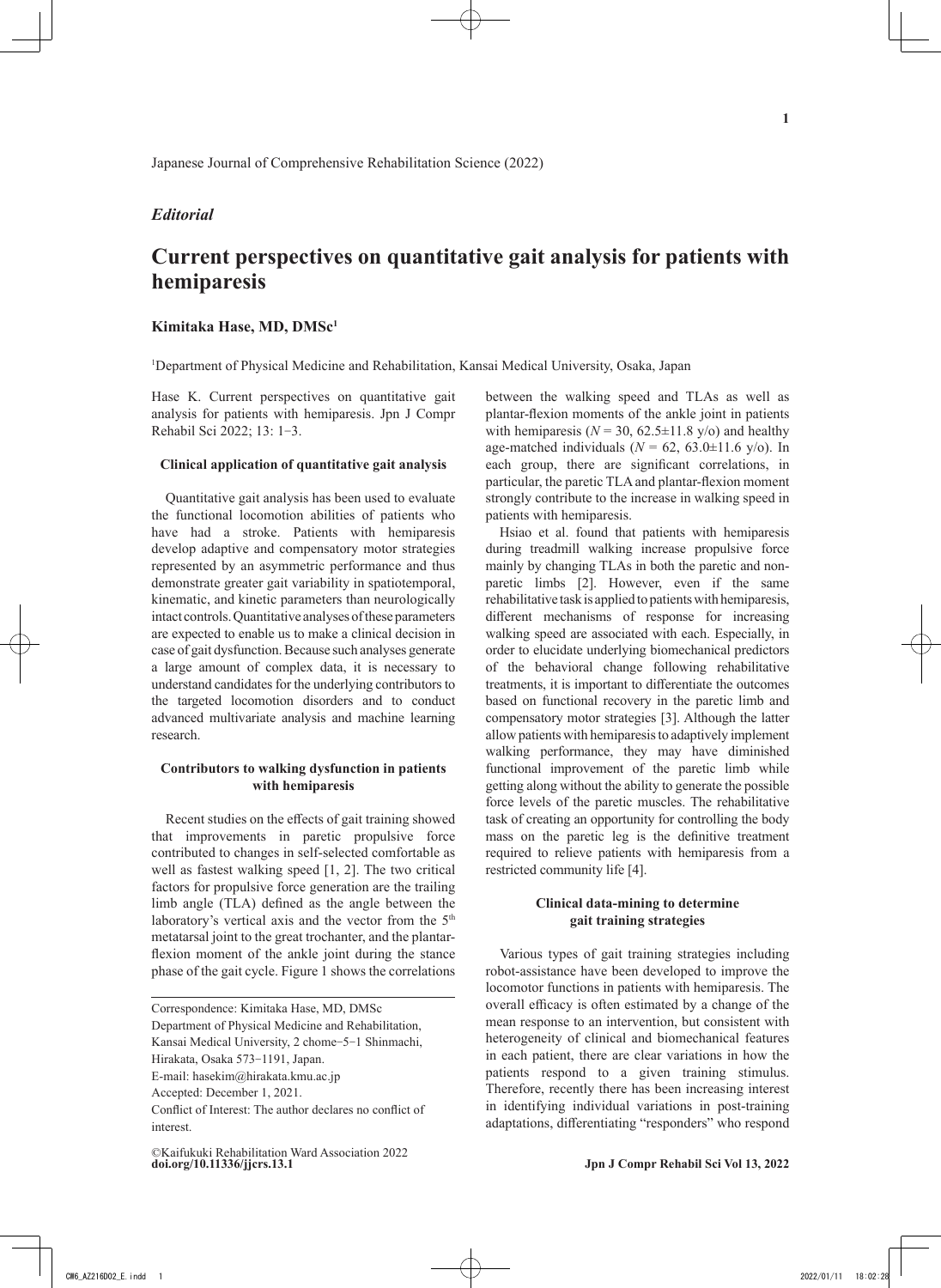*Editorial*

# Current perspectives on quantitative gait analysis for patients with hemiparesis

**Kimitaka Hase, MD, DMSc[1]**

[1]Department of Physical Medicine and Rehabilitation, Kansai Medical University, Osaka, Japan

Hase K. Current perspectives on quantitative gait analysis for patients with hemiparesis. Jpn J Compr Rehabil Sci 2022; 13: 1–3.

### Clinical application of quantitative gait analysis

Quantitative gait analysis has been used to evaluate the functional locomotion abilities of patients who have had a stroke. Patients with hemiparesis develop adaptive and compensatory motor strategies represented by an asymmetric performance and thus demonstrate greater gait variability in spatiotemporal, kinematic, and kinetic parameters than neurologically intact controls. Quantitative analyses of these parameters are expected to enable us to make a clinical decision in case of gait dysfunction. Because such analyses generate a large amount of complex data, it is necessary to understand candidates for the underlying contributors to the targeted locomotion disorders and to conduct advanced multivariate analysis and machine learning research.

### Contributors to walking dysfunction in patients with hemiparesis

Recent studies on the effects of gait training showed that improvements in paretic propulsive force contributed to changes in self-selected comfortable as well as fastest walking speed [1, 2]. The two critical factors for propulsive force generation are the trailing limb angle (TLA) defined as the angle between the laboratory's vertical axis and the vector from the 5th metatarsal joint to the great trochanter, and the plantar-flexion moment of the ankle joint during the stance phase of the gait cycle. Figure 1 shows the correlations between the walking speed and TLAs as well as plantar-flexion moments of the ankle joint in patients with hemiparesis ($N = 30$, 62.5±11.8 y/o) and healthy age-matched individuals ($N = 62$, 63.0±11.6 y/o). In each group, there are significant correlations, in particular, the paretic TLA and plantar-flexion moment strongly contribute to the increase in walking speed in patients with hemiparesis.

Hsiao et al. found that patients with hemiparesis during treadmill walking increase propulsive force mainly by changing TLAs in both the paretic and non-paretic limbs [2]. However, even if the same rehabilitative task is applied to patients with hemiparesis, different mechanisms of response for increasing walking speed are associated with each. Especially, in order to elucidate underlying biomechanical predictors of the behavioral change following rehabilitative treatments, it is important to differentiate the outcomes based on functional recovery in the paretic limb and compensatory motor strategies [3]. Although the latter allow patients with hemiparesis to adaptively implement walking performance, they may have diminished functional improvement of the paretic limb while getting along without the ability to generate the possible force levels of the paretic muscles. The rehabilitative task of creating an opportunity for controlling the body mass on the paretic leg is the definitive treatment required to relieve patients with hemiparesis from a restricted community life [4].

### Clinical data-mining to determine gait training strategies

Various types of gait training strategies including robot-assistance have been developed to improve the locomotor functions in patients with hemiparesis. The overall efficacy is often estimated by a change of the mean response to an intervention, but consistent with heterogeneity of clinical and biomechanical features in each patient, there are clear variations in how the patients respond to a given training stimulus. Therefore, recently there has been increasing interest in identifying individual variations in post-training adaptations, differentiating "responders" who respond

---

Correspondence: Kimitaka Hase, MD, DMSc
Department of Physical Medicine and Rehabilitation, Kansai Medical University, 2 chome-5-1 Shinmachi, Hirakata, Osaka 573-1191, Japan.
E-mail: hasekim@hirakata.kmu.ac.jp
Accepted: December 1, 2021.
Conflict of Interest: The author declares no conflict of interest.

©Kaifukuki Rehabilitation Ward Association 2022
doi.org/10.11336/jjcrs.13.1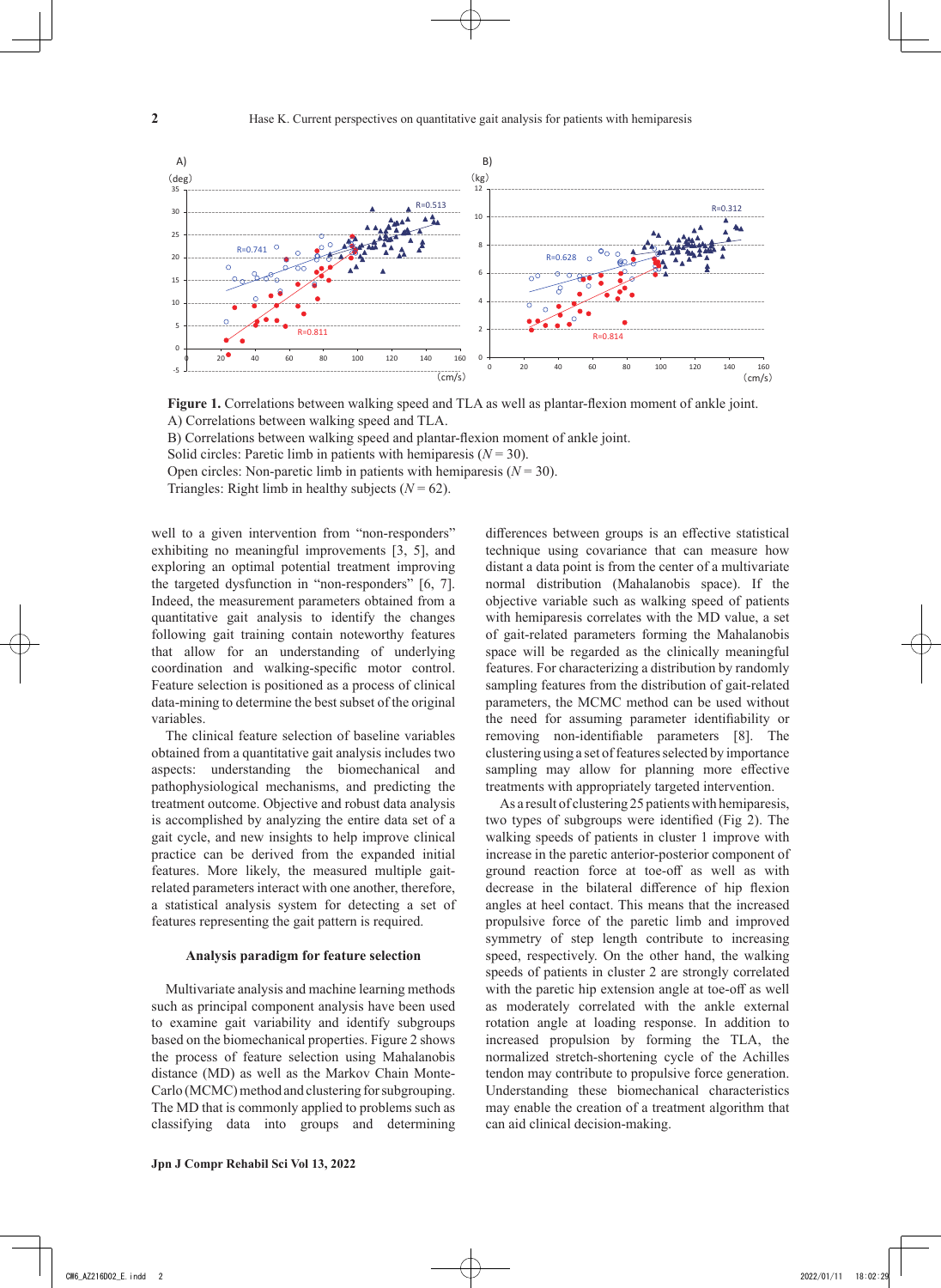**Figure 1.** Correlations between walking speed and TLA as well as plantar-flexion moment of ankle joint.
A) Correlations between walking speed and TLA.
B) Correlations between walking speed and plantar-flexion moment of ankle joint.
Solid circles: Paretic limb in patients with hemiparesis ($N = 30$).
Open circles: Non-paretic limb in patients with hemiparesis ($N = 30$).
Triangles: Right limb in healthy subjects ($N = 62$).

well to a given intervention from "non-responders" exhibiting no meaningful improvements [3, 5], and exploring an optimal potential treatment improving the targeted dysfunction in "non-responders" [6, 7]. Indeed, the measurement parameters obtained from a quantitative gait analysis to identify the changes following gait training contain noteworthy features that allow for an understanding of underlying coordination and walking-specific motor control. Feature selection is positioned as a process of clinical data-mining to determine the best subset of the original variables.

The clinical feature selection of baseline variables obtained from a quantitative gait analysis includes two aspects: understanding the biomechanical and pathophysiological mechanisms, and predicting the treatment outcome. Objective and robust data analysis is accomplished by analyzing the entire data set of a gait cycle, and new insights to help improve clinical practice can be derived from the expanded initial features. More likely, the measured multiple gait-related parameters interact with one another, therefore, a statistical analysis system for detecting a set of features representing the gait pattern is required.

### Analysis paradigm for feature selection

Multivariate analysis and machine learning methods such as principal component analysis have been used to examine gait variability and identify subgroups based on the biomechanical properties. Figure 2 shows the process of feature selection using Mahalanobis distance (MD) as well as the Markov Chain Monte-Carlo (MCMC) method and clustering for subgrouping. The MD that is commonly applied to problems such as classifying data into groups and determining differences between groups is an effective statistical technique using covariance that can measure how distant a data point is from the center of a multivariate normal distribution (Mahalanobis space). If the objective variable such as walking speed of patients with hemiparesis correlates with the MD value, a set of gait-related parameters forming the Mahalanobis space will be regarded as the clinically meaningful features. For characterizing a distribution by randomly sampling features from the distribution of gait-related parameters, the MCMC method can be used without the need for assuming parameter identifiability or removing non-identifiable parameters [8]. The clustering using a set of features selected by importance sampling may allow for planning more effective treatments with appropriately targeted intervention.

As a result of clustering 25 patients with hemiparesis, two types of subgroups were identified (Fig 2). The walking speeds of patients in cluster 1 improve with increase in the paretic anterior-posterior component of ground reaction force at toe-off as well as with decrease in the bilateral difference of hip flexion angles at heel contact. This means that the increased propulsive force of the paretic limb and improved symmetry of step length contribute to increasing speed, respectively. On the other hand, the walking speeds of patients in cluster 2 are strongly correlated with the paretic hip extension angle at toe-off as well as moderately correlated with the ankle external rotation angle at loading response. In addition to increased propulsion by forming the TLA, the normalized stretch-shortening cycle of the Achilles tendon may contribute to propulsive force generation. Understanding these biomechanical characteristics may enable the creation of a treatment algorithm that can aid clinical decision-making.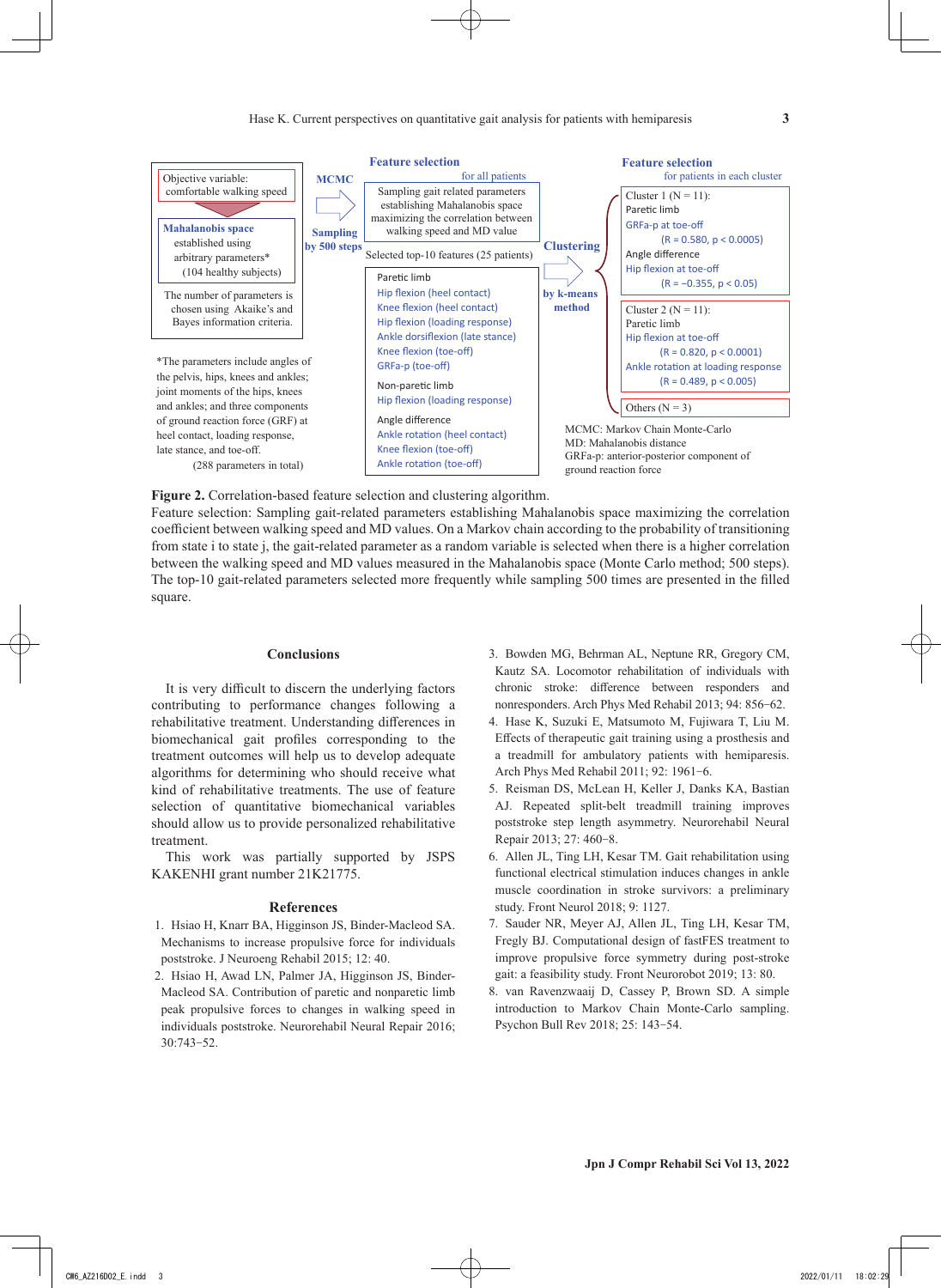Feature selection

Objective variable: comfortable walking speed

Mahalanobis space established using arbitrary parameters* (104 healthy subjects)

The number of parameters is chosen using Akaike's and Bayes information criteria.

MCMC

Sampling by 500 steps

Feature selection for all patients

Sampling gait related parameters establishing Mahalanobis space maximizing the correlation between walking speed and MD value

Selected top-10 features (25 patients)

Paretic limb
Hip flexion (heel contact)
Knee flexion (heel contact)
Hip flexion (loading response)
Ankle dorsiflexion (late stance)
Knee flexion (toe-off)
GRFa-p (toe-off)

Non-paretic limb
Hip flexion (loading response)

Angle difference
Ankle rotation (heel contact)
Knee flexion (toe-off)
Ankle rotation (toe-off)

Clustering by k-means method

Feature selection for patients in each cluster

Cluster 1 (N = 11):
Paretic limb
GRFa-p at toe-off
($R = 0.580$, $p < 0.0005$)
Angle difference
Hip flexion at toe-off
($R = -0.355$, $p < 0.05$)

Cluster 2 (N = 11):
Paretic limb
Hip flexion at toe-off
($R = 0.820$, $p < 0.0001$)
Ankle rotation at loading response
($R = 0.489$, $p < 0.005$)

Others (N = 3)

*The parameters include angles of the pelvis, hips, knees and ankles; joint moments of the hips, knees and ankles; and three components of ground reaction force (GRF) at heel contact, loading response, late stance, and toe-off. (288 parameters in total)

MCMC: Markov Chain Monte-Carlo
MD: Mahalanobis distance
GRFa-p: anterior-posterior component of ground reaction force

**Figure 2.** Correlation-based feature selection and clustering algorithm.
Feature selection: Sampling gait-related parameters establishing Mahalanobis space maximizing the correlation coefficient between walking speed and MD values. On a Markov chain according to the probability of transitioning from state i to state j, the gait-related parameter as a random variable is selected when there is a higher correlation between the walking speed and MD values measured in the Mahalanobis space (Monte Carlo method; 500 steps). The top-10 gait-related parameters selected more frequently while sampling 500 times are presented in the filled square.

## Conclusions

It is very difficult to discern the underlying factors contributing to performance changes following a rehabilitative treatment. Understanding differences in biomechanical gait profiles corresponding to the treatment outcomes will help us to develop adequate algorithms for determining who should receive what kind of rehabilitative treatments. The use of feature selection of quantitative biomechanical variables should allow us to provide personalized rehabilitative treatment.

This work was partially supported by JSPS KAKENHI grant number 21K21775.

## References

1. Hsiao H, Knarr BA, Higginson JS, Binder-Macleod SA. Mechanisms to increase propulsive force for individuals poststroke. J Neuroeng Rehabil 2015; 12: 40.
2. Hsiao H, Awad LN, Palmer JA, Higginson JS, Binder-Macleod SA. Contribution of paretic and nonparetic limb peak propulsive forces to changes in walking speed in individuals poststroke. Neurorehabil Neural Repair 2016; 30:743−52.
3. Bowden MG, Behrman AL, Neptune RR, Gregory CM, Kautz SA. Locomotor rehabilitation of individuals with chronic stroke: difference between responders and nonresponders. Arch Phys Med Rehabil 2013; 94: 856−62.
4. Hase K, Suzuki E, Matsumoto M, Fujiwara T, Liu M. Effects of therapeutic gait training using a prosthesis and a treadmill for ambulatory patients with hemiparesis. Arch Phys Med Rehabil 2011; 92: 1961−6.
5. Reisman DS, McLean H, Keller J, Danks KA, Bastian AJ. Repeated split-belt treadmill training improves poststroke step length asymmetry. Neurorehabil Neural Repair 2013; 27: 460−8.
6. Allen JL, Ting LH, Kesar TM. Gait rehabilitation using functional electrical stimulation induces changes in ankle muscle coordination in stroke survivors: a preliminary study. Front Neurol 2018; 9: 1127.
7. Sauder NR, Meyer AJ, Allen JL, Ting LH, Kesar TM, Fregly BJ. Computational design of fastFES treatment to improve propulsive force symmetry during post-stroke gait: a feasibility study. Front Neurorobot 2019; 13: 80.
8. van Ravenzwaaij D, Cassey P, Brown SD. A simple introduction to Markov Chain Monte-Carlo sampling. Psychon Bull Rev 2018; 25: 143−54.